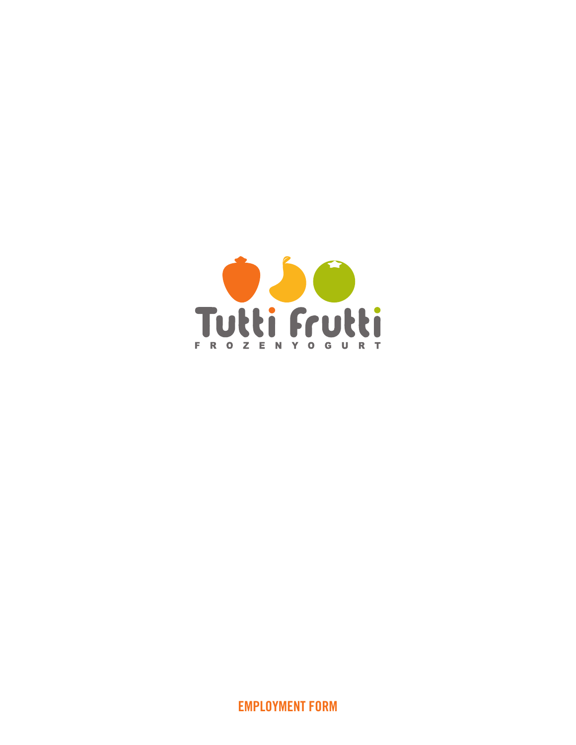Tutti Frutti

FROZEN YOGURT

# EMPLOYMENT FORM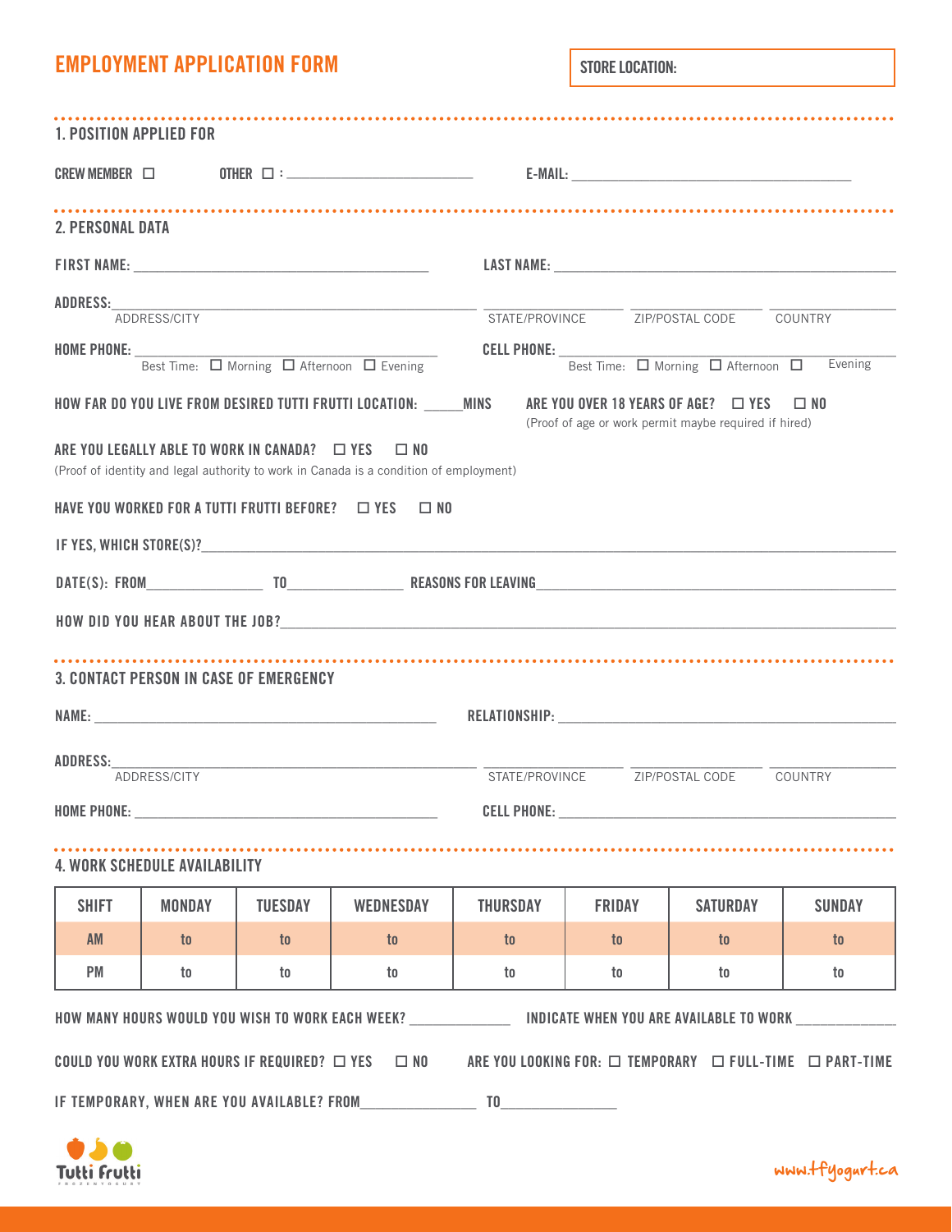# EMPLOYMENT APPLICATION FORM

**STORE LOCATION:**

## 1. POSITION APPLIED FOR

CREW MEMBER ☐ OTHER ☐ : ____________________ E-MAIL: ______________________________

## 2. PERSONAL DATA

FIRST NAME: ______________________________ LAST NAME: ______________________________

ADDRESS: ______________________________ ____________ ____________ ____________
ADDRESS/CITY STATE/PROVINCE ZIP/POSTAL CODE COUNTRY

HOME PHONE: ______________________________
Best Time: ☐ Morning ☐ Afternoon ☐ Evening

CELL PHONE: ______________________________
Best Time: ☐ Morning ☐ Afternoon ☐ Evening

HOW FAR DO YOU LIVE FROM DESIRED TUTTI FRUTTI LOCATION: _____MINS

ARE YOU OVER 18 YEARS OF AGE? ☐ YES ☐ NO
(Proof of age or work permit maybe required if hired)

ARE YOU LEGALLY ABLE TO WORK IN CANADA? ☐ YES ☐ NO
(Proof of identity and legal authority to work in Canada is a condition of employment)

HAVE YOU WORKED FOR A TUTTI FRUTTI BEFORE? ☐ YES ☐ NO

IF YES, WHICH STORE(S)? ______________________________

DATE(S): FROM____________ TO____________ REASONS FOR LEAVING______________________________

HOW DID YOU HEAR ABOUT THE JOB? ______________________________

## 3. CONTACT PERSON IN CASE OF EMERGENCY

NAME: ______________________________ RELATIONSHIP: ______________________________

ADDRESS: ______________________________ ____________ ____________ ____________
ADDRESS/CITY STATE/PROVINCE ZIP/POSTAL CODE COUNTRY

HOME PHONE: ______________________________ CELL PHONE: ______________________________

## 4. WORK SCHEDULE AVAILABILITY

| SHIFT | MONDAY | TUESDAY | WEDNESDAY | THURSDAY | FRIDAY | SATURDAY | SUNDAY |
|---|---|---|---|---|---|---|---|
| AM | to | to | to | to | to | to | to |
| PM | to | to | to | to | to | to | to |

HOW MANY HOURS WOULD YOU WISH TO WORK EACH WEEK? ____________ INDICATE WHEN YOU ARE AVAILABLE TO WORK ____________

COULD YOU WORK EXTRA HOURS IF REQUIRED? ☐ YES ☐ NO ARE YOU LOOKING FOR: ☐ TEMPORARY ☐ FULL-TIME ☐ PART-TIME

IF TEMPORARY, WHEN ARE YOU AVAILABLE? FROM____________ TO____________

Tutti Frutti FROZEN YOGURT

www.tfyogurt.ca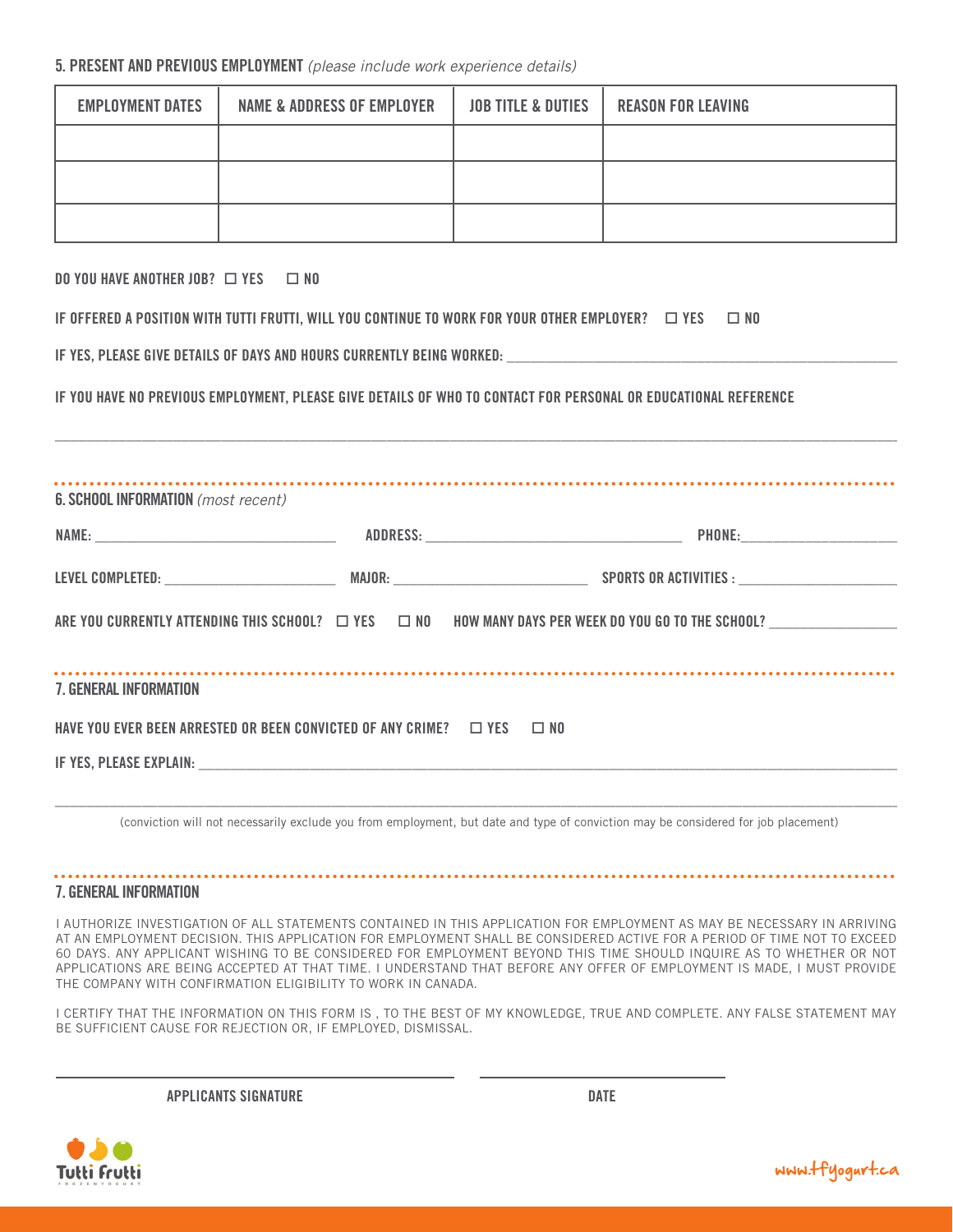## 5. PRESENT AND PREVIOUS EMPLOYMENT *(please include work experience details)*

| EMPLOYMENT DATES | NAME & ADDRESS OF EMPLOYER | JOB TITLE & DUTIES | REASON FOR LEAVING |
|---|---|---|---|
| | | | |
| | | | |
| | | | |

DO YOU HAVE ANOTHER JOB? ☐ YES ☐ NO

IF OFFERED A POSITION WITH TUTTI FRUTTI, WILL YOU CONTINUE TO WORK FOR YOUR OTHER EMPLOYER? ☐ YES ☐ NO

IF YES, PLEASE GIVE DETAILS OF DAYS AND HOURS CURRENTLY BEING WORKED: ______________________

IF YOU HAVE NO PREVIOUS EMPLOYMENT, PLEASE GIVE DETAILS OF WHO TO CONTACT FOR PERSONAL OR EDUCATIONAL REFERENCE

______________________

## 6. SCHOOL INFORMATION *(most recent)*

NAME: ______________________ ADDRESS: ______________________ PHONE: ______________________

LEVEL COMPLETED: ______________________ MAJOR: ______________________ SPORTS OR ACTIVITIES : ______________________

ARE YOU CURRENTLY ATTENDING THIS SCHOOL? ☐ YES ☐ NO HOW MANY DAYS PER WEEK DO YOU GO TO THE SCHOOL? ______________________

## 7. GENERAL INFORMATION

HAVE YOU EVER BEEN ARRESTED OR BEEN CONVICTED OF ANY CRIME? ☐ YES ☐ NO

IF YES, PLEASE EXPLAIN: ______________________

______________________

(conviction will not necessarily exclude you from employment, but date and type of conviction may be considered for job placement)

## 7. GENERAL INFORMATION

I AUTHORIZE INVESTIGATION OF ALL STATEMENTS CONTAINED IN THIS APPLICATION FOR EMPLOYMENT AS MAY BE NECESSARY IN ARRIVING AT AN EMPLOYMENT DECISION. THIS APPLICATION FOR EMPLOYMENT SHALL BE CONSIDERED ACTIVE FOR A PERIOD OF TIME NOT TO EXCEED 60 DAYS. ANY APPLICANT WISHING TO BE CONSIDERED FOR EMPLOYMENT BEYOND THIS TIME SHOULD INQUIRE AS TO WHETHER OR NOT APPLICATIONS ARE BEING ACCEPTED AT THAT TIME. I UNDERSTAND THAT BEFORE ANY OFFER OF EMPLOYMENT IS MADE, I MUST PROVIDE THE COMPANY WITH CONFIRMATION ELIGIBILITY TO WORK IN CANADA.

I CERTIFY THAT THE INFORMATION ON THIS FORM IS , TO THE BEST OF MY KNOWLEDGE, TRUE AND COMPLETE. ANY FALSE STATEMENT MAY BE SUFFICIENT CAUSE FOR REJECTION OR, IF EMPLOYED, DISMISSAL.

______________________ ______________________

APPLICANTS SIGNATURE DATE

Tutti Frutti FROZEN YOGURT

www.tfyogurt.ca